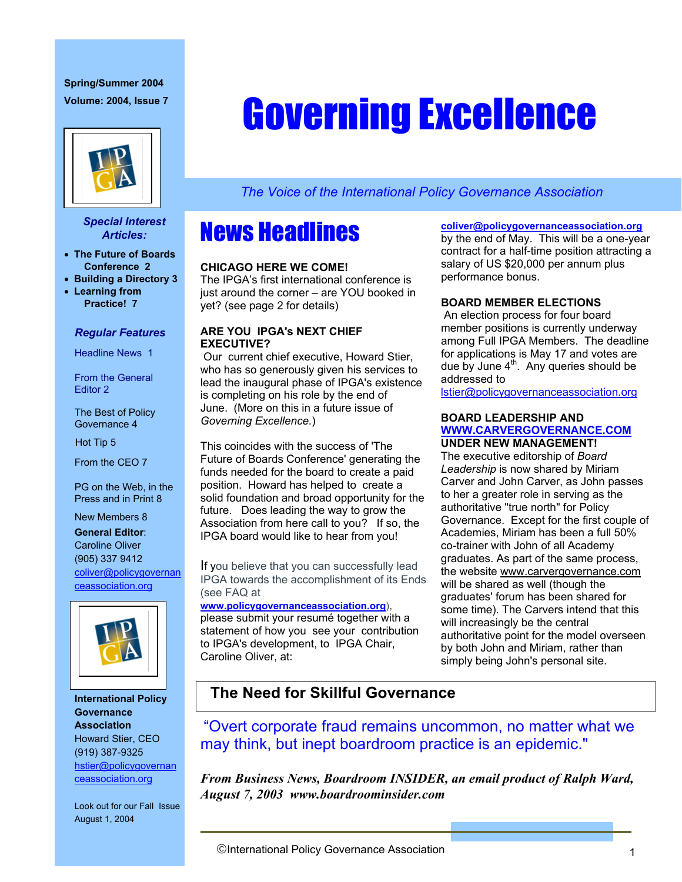# Governing Excellence

*The Voice of the International Policy Governance Association*

Spring/Summer 2004
Volume: 2004, Issue 7

***Special Interest Articles:***

- **The Future of Boards Conference 2**
- **Building a Directory 3**
- **Learning from Practice! 7**

***Regular Features***

Headline News 1

From the General Editor 2

The Best of Policy Governance 4

Hot Tip 5

From the CEO 7

PG on the Web, in the Press and in Print 8

New Members 8

**General Editor**:
Caroline Oliver
(905) 337 9412
coliver@policygovernanceassociation.org

**International Policy Governance Association**
Howard Stier, CEO
(919) 387-9325
hstier@policygovernanceassociation.org

Look out for our Fall Issue August 1, 2004

## News Headlines

**CHICAGO HERE WE COME!**
The IPGA's first international conference is just around the corner – are YOU booked in yet? (see page 2 for details)

**ARE YOU IPGA's NEXT CHIEF EXECUTIVE?**
Our current chief executive, Howard Stier, who has so generously given his services to lead the inaugural phase of IPGA's existence is completing on his role by the end of June. (More on this in a future issue of *Governing Excellence.*)

This coincides with the success of 'The Future of Boards Conference' generating the funds needed for the board to create a paid position. Howard has helped to create a solid foundation and broad opportunity for the future. Does leading the way to grow the Association from here call to you? If so, the IPGA board would like to hear from you!

If you believe that you can successfully lead IPGA towards the accomplishment of its Ends (see FAQ at **www.policygovernanceassociation.org**), please submit your resumé together with a statement of how you see your contribution to IPGA's development, to IPGA Chair, Caroline Oliver, at: **coliver@policygovernanceassociation.org** by the end of May. This will be a one-year contract for a half-time position attracting a salary of US $20,000 per annum plus performance bonus.

**BOARD MEMBER ELECTIONS**
An election process for four board member positions is currently underway among Full IPGA Members. The deadline for applications is May 17 and votes are due by June 4th. Any queries should be addressed to lstier@policygovernanceassociation.org

**BOARD LEADERSHIP AND WWW.CARVERGOVERNANCE.COM UNDER NEW MANAGEMENT!**
The executive editorship of *Board Leadership* is now shared by Miriam Carver and John Carver, as John passes to her a greater role in serving as the authoritative "true north" for Policy Governance. Except for the first couple of Academies, Miriam has been a full 50% co-trainer with John of all Academy graduates. As part of the same process, the website www.carvergovernance.com will be shared as well (though the graduates' forum has been shared for some time). The Carvers intend that this will increasingly be the central authoritative point for the model overseen by both John and Miriam, rather than simply being John's personal site.

### The Need for Skillful Governance

"Overt corporate fraud remains uncommon, no matter what we may think, but inept boardroom practice is an epidemic."

***From Business News, Boardroom INSIDER, an email product of Ralph Ward, August 7, 2003 www.boardroominsider.com***

©International Policy Governance Association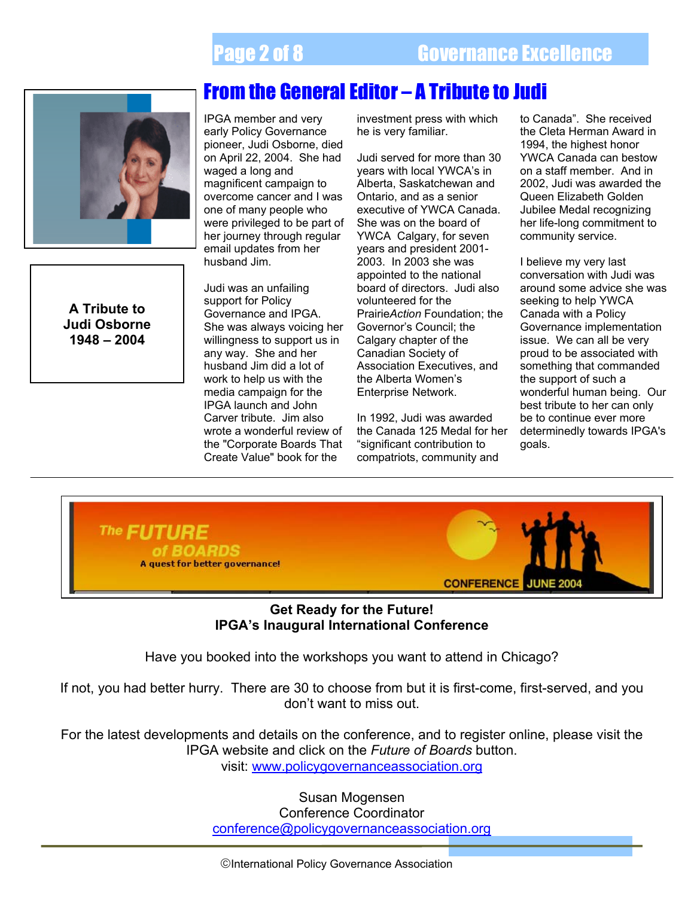## From the General Editor – A Tribute to Judi

**A Tribute to Judi Osborne 1948 – 2004**

IPGA member and very early Policy Governance pioneer, Judi Osborne, died on April 22, 2004. She had waged a long and magnificent campaign to overcome cancer and I was one of many people who were privileged to be part of her journey through regular email updates from her husband Jim.

Judi was an unfailing support for Policy Governance and IPGA. She was always voicing her willingness to support us in any way. She and her husband Jim did a lot of work to help us with the media campaign for the IPGA launch and John Carver tribute. Jim also wrote a wonderful review of the "Corporate Boards That Create Value" book for the investment press with which he is very familiar.

Judi served for more than 30 years with local YWCA's in Alberta, Saskatchewan and Ontario, and as a senior executive of YWCA Canada. She was on the board of YWCA Calgary, for seven years and president 2001-2003. In 2003 she was appointed to the national board of directors. Judi also volunteered for the Prairie*Action* Foundation; the Governor's Council; the Calgary chapter of the Canadian Society of Association Executives, and the Alberta Women's Enterprise Network.

In 1992, Judi was awarded the Canada 125 Medal for her "significant contribution to compatriots, community and to Canada". She received the Cleta Herman Award in 1994, the highest honor YWCA Canada can bestow on a staff member. And in 2002, Judi was awarded the Queen Elizabeth Golden Jubilee Medal recognizing her life-long commitment to community service.

I believe my very last conversation with Judi was around some advice she was seeking to help YWCA Canada with a Policy Governance implementation issue. We can all be very proud to be associated with something that commanded the support of such a wonderful human being. Our best tribute to her can only be to continue ever more determinedly towards IPGA's goals.

---

The FUTURE of BOARDS

A quest for better governance!

CONFERENCE JUNE 2004

**Get Ready for the Future!**
**IPGA's Inaugural International Conference**

Have you booked into the workshops you want to attend in Chicago?

If not, you had better hurry. There are 30 to choose from but it is first-come, first-served, and you don't want to miss out.

For the latest developments and details on the conference, and to register online, please visit the IPGA website and click on the *Future of Boards* button.
visit: www.policygovernanceassociation.org

Susan Mogensen
Conference Coordinator
conference@policygovernanceassociation.org

©International Policy Governance Association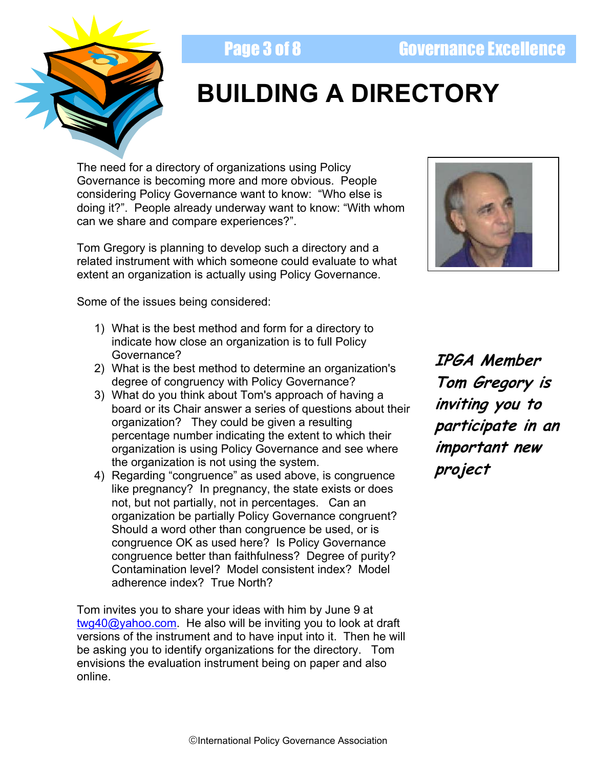# BUILDING A DIRECTORY

The need for a directory of organizations using Policy Governance is becoming more and more obvious. People considering Policy Governance want to know: "Who else is doing it?". People already underway want to know: "With whom can we share and compare experiences?".

Tom Gregory is planning to develop such a directory and a related instrument with which someone could evaluate to what extent an organization is actually using Policy Governance.

*IPGA Member Tom Gregory is inviting you to participate in an important new project*

Some of the issues being considered:

1) What is the best method and form for a directory to indicate how close an organization is to full Policy Governance?
2) What is the best method to determine an organization's degree of congruency with Policy Governance?
3) What do you think about Tom's approach of having a board or its Chair answer a series of questions about their organization? They could be given a resulting percentage number indicating the extent to which their organization is using Policy Governance and see where the organization is not using the system.
4) Regarding "congruence" as used above, is congruence like pregnancy? In pregnancy, the state exists or does not, but not partially, not in percentages. Can an organization be partially Policy Governance congruent? Should a word other than congruence be used, or is congruence OK as used here? Is Policy Governance congruence better than faithfulness? Degree of purity? Contamination level? Model consistent index? Model adherence index? True North?

Tom invites you to share your ideas with him by June 9 at twg40@yahoo.com. He also will be inviting you to look at draft versions of the instrument and to have input into it. Then he will be asking you to identify organizations for the directory. Tom envisions the evaluation instrument being on paper and also online.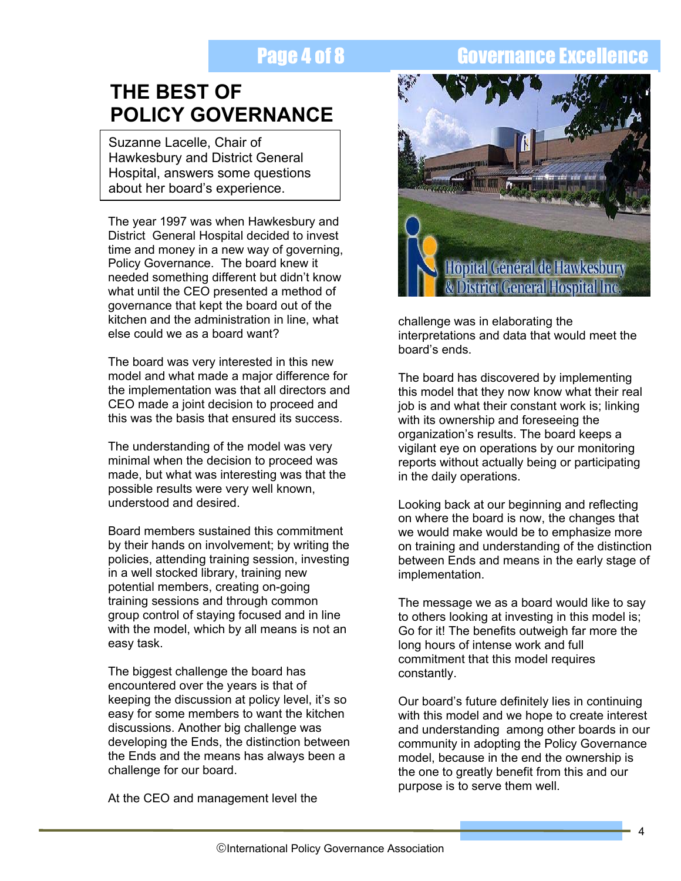# THE BEST OF POLICY GOVERNANCE

Suzanne Lacelle, Chair of Hawkesbury and District General Hospital, answers some questions about her board's experience.

The year 1997 was when Hawkesbury and District General Hospital decided to invest time and money in a new way of governing, Policy Governance. The board knew it needed something different but didn't know what until the CEO presented a method of governance that kept the board out of the kitchen and the administration in line, what else could we as a board want?

The board was very interested in this new model and what made a major difference for the implementation was that all directors and CEO made a joint decision to proceed and this was the basis that ensured its success.

The understanding of the model was very minimal when the decision to proceed was made, but what was interesting was that the possible results were very well known, understood and desired.

Board members sustained this commitment by their hands on involvement; by writing the policies, attending training session, investing in a well stocked library, training new potential members, creating on-going training sessions and through common group control of staying focused and in line with the model, which by all means is not an easy task.

The biggest challenge the board has encountered over the years is that of keeping the discussion at policy level, it's so easy for some members to want the kitchen discussions. Another big challenge was developing the Ends, the distinction between the Ends and the means has always been a challenge for our board.

At the CEO and management level the challenge was in elaborating the interpretations and data that would meet the board's ends.

The board has discovered by implementing this model that they now know what their real job is and what their constant work is; linking with its ownership and foreseeing the organization's results. The board keeps a vigilant eye on operations by our monitoring reports without actually being or participating in the daily operations.

Looking back at our beginning and reflecting on where the board is now, the changes that we would make would be to emphasize more on training and understanding of the distinction between Ends and means in the early stage of implementation.

The message we as a board would like to say to others looking at investing in this model is; Go for it! The benefits outweigh far more the long hours of intense work and full commitment that this model requires constantly.

Our board's future definitely lies in continuing with this model and we hope to create interest and understanding among other boards in our community in adopting the Policy Governance model, because in the end the ownership is the one to greatly benefit from this and our purpose is to serve them well.

©International Policy Governance Association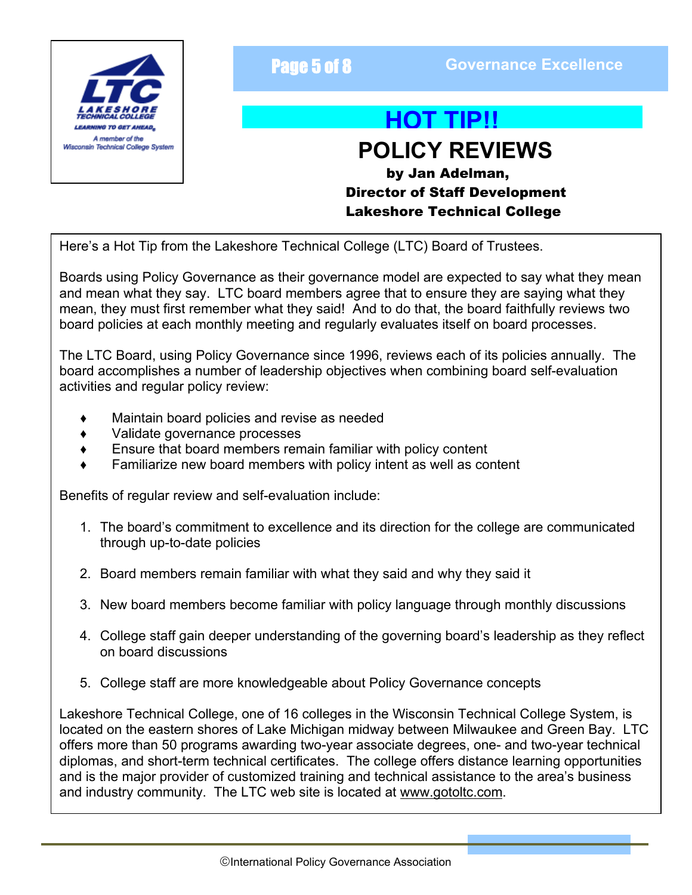## HOT TIP!!

# POLICY REVIEWS

**by Jan Adelman,**
**Director of Staff Development**
**Lakeshore Technical College**

Here's a Hot Tip from the Lakeshore Technical College (LTC) Board of Trustees.

Boards using Policy Governance as their governance model are expected to say what they mean and mean what they say. LTC board members agree that to ensure they are saying what they mean, they must first remember what they said! And to do that, the board faithfully reviews two board policies at each monthly meeting and regularly evaluates itself on board processes.

The LTC Board, using Policy Governance since 1996, reviews each of its policies annually. The board accomplishes a number of leadership objectives when combining board self-evaluation activities and regular policy review:

- Maintain board policies and revise as needed
- Validate governance processes
- Ensure that board members remain familiar with policy content
- Familiarize new board members with policy intent as well as content

Benefits of regular review and self-evaluation include:

1. The board's commitment to excellence and its direction for the college are communicated through up-to-date policies
2. Board members remain familiar with what they said and why they said it
3. New board members become familiar with policy language through monthly discussions
4. College staff gain deeper understanding of the governing board's leadership as they reflect on board discussions
5. College staff are more knowledgeable about Policy Governance concepts

Lakeshore Technical College, one of 16 colleges in the Wisconsin Technical College System, is located on the eastern shores of Lake Michigan midway between Milwaukee and Green Bay. LTC offers more than 50 programs awarding two-year associate degrees, one- and two-year technical diplomas, and short-term technical certificates. The college offers distance learning opportunities and is the major provider of customized training and technical assistance to the area's business and industry community. The LTC web site is located at www.gotoltc.com.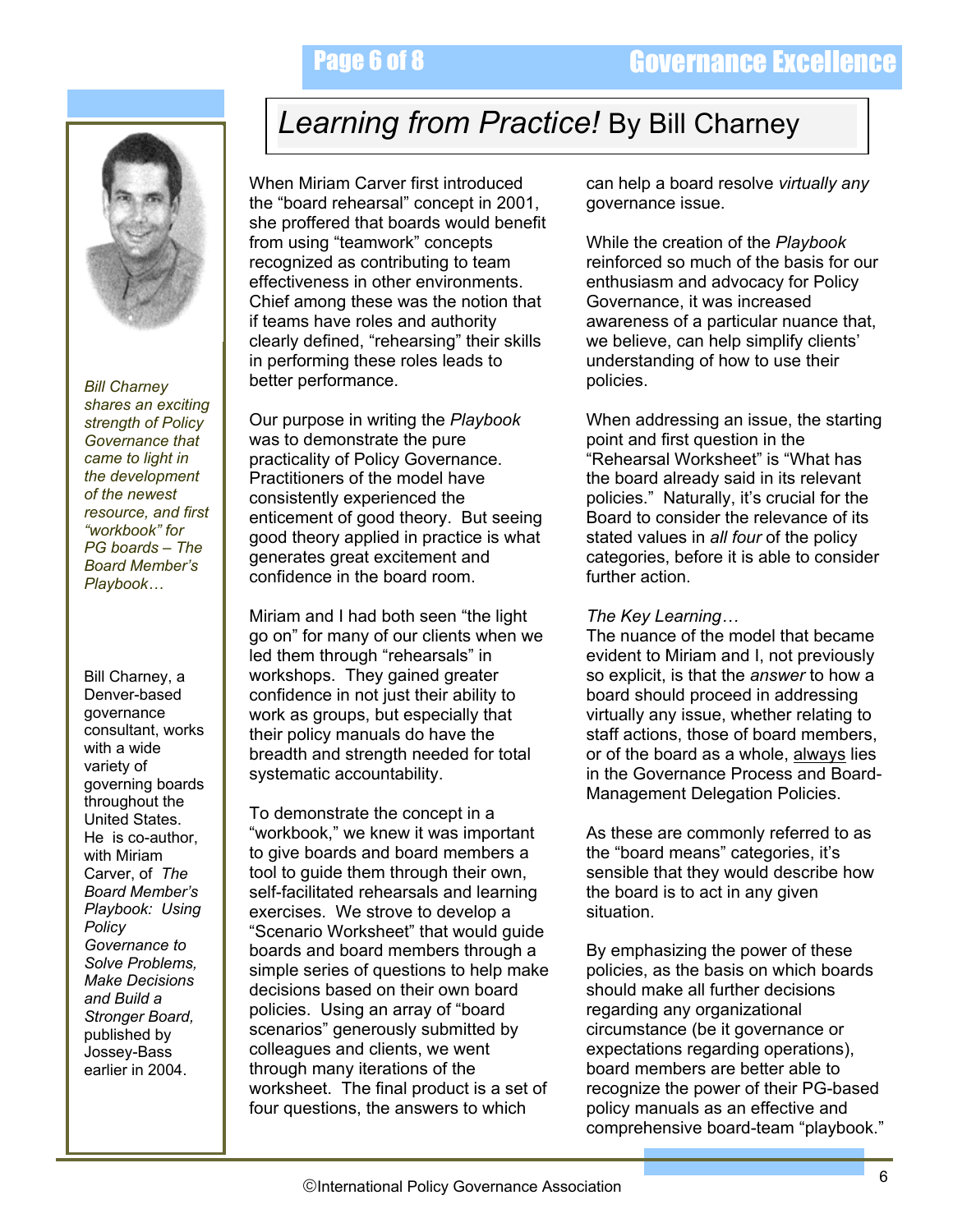# *Learning from Practice!* By Bill Charney

*Bill Charney shares an exciting strength of Policy Governance that came to light in the development of the newest resource, and first "workbook" for PG boards – The Board Member's Playbook…*

Bill Charney, a Denver-based governance consultant, works with a wide variety of governing boards throughout the United States. He is co-author, with Miriam Carver, of *The Board Member's Playbook: Using Policy Governance to Solve Problems, Make Decisions and Build a Stronger Board,* published by Jossey-Bass earlier in 2004.

When Miriam Carver first introduced the "board rehearsal" concept in 2001, she proffered that boards would benefit from using "teamwork" concepts recognized as contributing to team effectiveness in other environments. Chief among these was the notion that if teams have roles and authority clearly defined, "rehearsing" their skills in performing these roles leads to better performance.

Our purpose in writing the *Playbook* was to demonstrate the pure practicality of Policy Governance. Practitioners of the model have consistently experienced the enticement of good theory. But seeing good theory applied in practice is what generates great excitement and confidence in the board room.

Miriam and I had both seen "the light go on" for many of our clients when we led them through "rehearsals" in workshops. They gained greater confidence in not just their ability to work as groups, but especially that their policy manuals do have the breadth and strength needed for total systematic accountability.

To demonstrate the concept in a "workbook," we knew it was important to give boards and board members a tool to guide them through their own, self-facilitated rehearsals and learning exercises. We strove to develop a "Scenario Worksheet" that would guide boards and board members through a simple series of questions to help make decisions based on their own board policies. Using an array of "board scenarios" generously submitted by colleagues and clients, we went through many iterations of the worksheet. The final product is a set of four questions, the answers to which can help a board resolve *virtually any* governance issue.

While the creation of the *Playbook* reinforced so much of the basis for our enthusiasm and advocacy for Policy Governance, it was increased awareness of a particular nuance that, we believe, can help simplify clients' understanding of how to use their policies.

When addressing an issue, the starting point and first question in the "Rehearsal Worksheet" is "What has the board already said in its relevant policies." Naturally, it's crucial for the Board to consider the relevance of its stated values in *all four* of the policy categories, before it is able to consider further action.

*The Key Learning…*

The nuance of the model that became evident to Miriam and I, not previously so explicit, is that the *answer* to how a board should proceed in addressing virtually any issue, whether relating to staff actions, those of board members, or of the board as a whole, <u>always</u> lies in the Governance Process and Board-Management Delegation Policies.

As these are commonly referred to as the "board means" categories, it's sensible that they would describe how the board is to act in any given situation.

By emphasizing the power of these policies, as the basis on which boards should make all further decisions regarding any organizational circumstance (be it governance or expectations regarding operations), board members are better able to recognize the power of their PG-based policy manuals as an effective and comprehensive board-team "playbook."

©International Policy Governance Association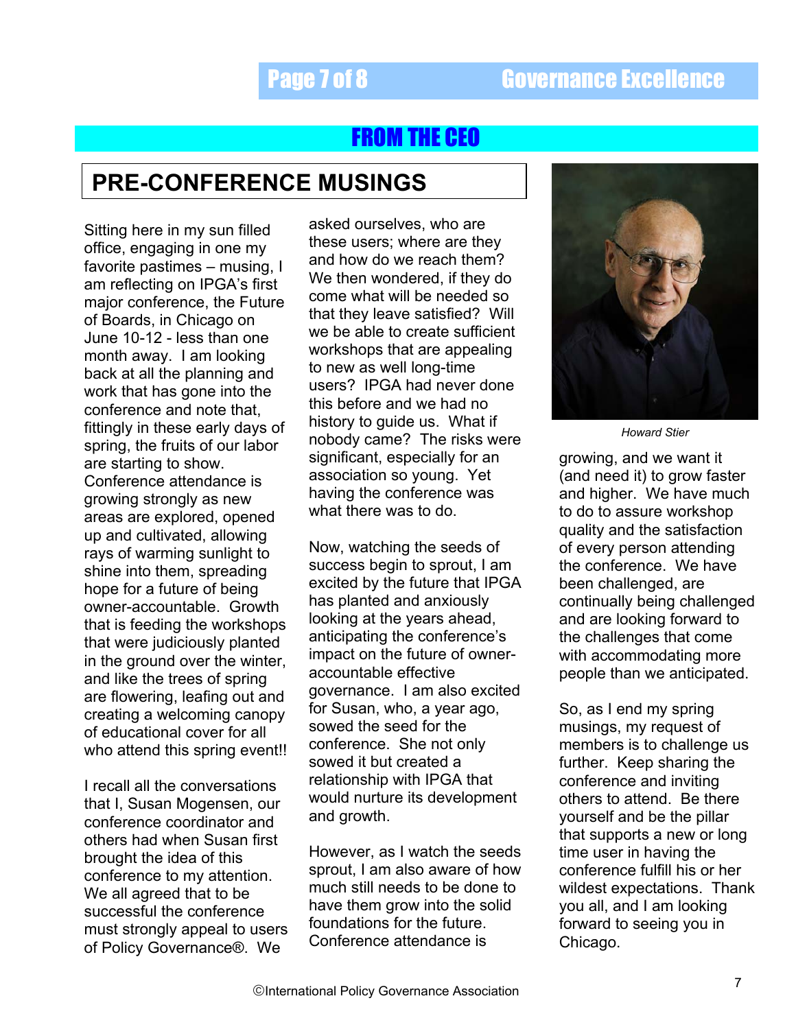## FROM THE CEO

# PRE-CONFERENCE MUSINGS

Sitting here in my sun filled office, engaging in one my favorite pastimes – musing, I am reflecting on IPGA's first major conference, the Future of Boards, in Chicago on June 10-12 - less than one month away. I am looking back at all the planning and work that has gone into the conference and note that, fittingly in these early days of spring, the fruits of our labor are starting to show. Conference attendance is growing strongly as new areas are explored, opened up and cultivated, allowing rays of warming sunlight to shine into them, spreading hope for a future of being owner-accountable. Growth that is feeding the workshops that were judiciously planted in the ground over the winter, and like the trees of spring are flowering, leafing out and creating a welcoming canopy of educational cover for all who attend this spring event!!

I recall all the conversations that I, Susan Mogensen, our conference coordinator and others had when Susan first brought the idea of this conference to my attention. We all agreed that to be successful the conference must strongly appeal to users of Policy Governance®. We asked ourselves, who are these users; where are they and how do we reach them? We then wondered, if they do come what will be needed so that they leave satisfied? Will we be able to create sufficient workshops that are appealing to new as well long-time users? IPGA had never done this before and we had no history to guide us. What if nobody came? The risks were significant, especially for an association so young. Yet having the conference was what there was to do.

Now, watching the seeds of success begin to sprout, I am excited by the future that IPGA has planted and anxiously looking at the years ahead, anticipating the conference's impact on the future of owner-accountable effective governance. I am also excited for Susan, who, a year ago, sowed the seed for the conference. She not only sowed it but created a relationship with IPGA that would nurture its development and growth.

However, as I watch the seeds sprout, I am also aware of how much still needs to be done to have them grow into the solid foundations for the future. Conference attendance is growing, and we want it (and need it) to grow faster and higher. We have much to do to assure workshop quality and the satisfaction of every person attending the conference. We have been challenged, are continually being challenged and are looking forward to the challenges that come with accommodating more people than we anticipated.

*Howard Stier*

So, as I end my spring musings, my request of members is to challenge us further. Keep sharing the conference and inviting others to attend. Be there yourself and be the pillar that supports a new or long time user in having the conference fulfill his or her wildest expectations. Thank you all, and I am looking forward to seeing you in Chicago.

©International Policy Governance Association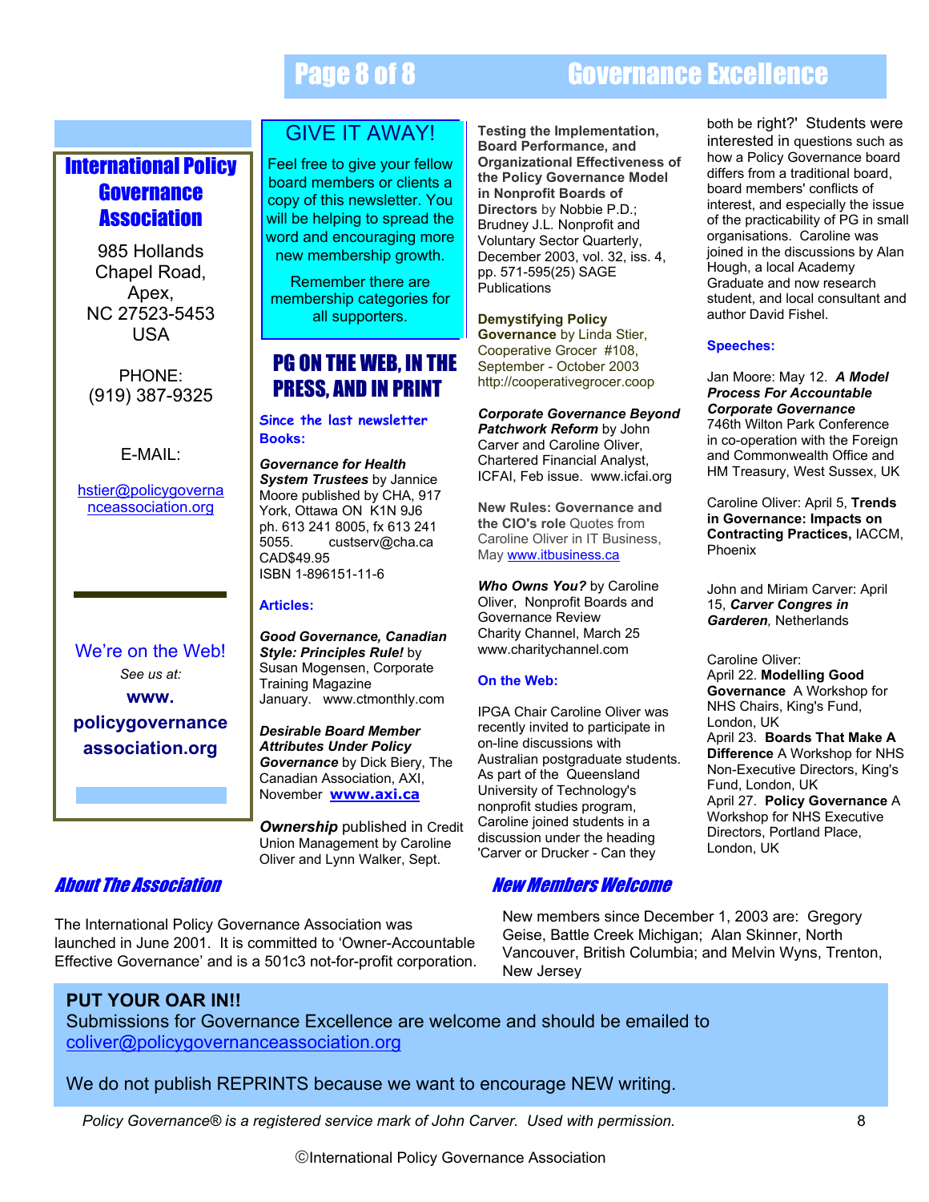## International Policy Governance Association

985 Hollands Chapel Road,
Apex,
NC 27523-5453
USA

PHONE:
(919) 387-9325

E-MAIL:

hstier@policygovernanceassociation.org

We're on the Web!

*See us at:*

**www.policygovernanceassociation.org**

## GIVE IT AWAY!

Feel free to give your fellow board members or clients a copy of this newsletter. You will be helping to spread the word and encouraging more new membership growth.

Remember there are membership categories for all supporters.

## PG ON THE WEB, IN THE PRESS, AND IN PRINT

**Since the last newsletter**

**Books:**

***Governance for Health System Trustees*** by Jannice Moore published by CHA, 917 York, Ottawa ON K1N 9J6 ph. 613 241 8005, fx 613 241 5055. custserv@cha.ca CAD$49.95 ISBN 1-896151-11-6

**Articles:**

***Good Governance, Canadian Style: Principles Rule!*** by Susan Mogensen, Corporate Training Magazine January. www.ctmonthly.com

***Desirable Board Member Attributes Under Policy Governance*** by Dick Biery, The Canadian Association, AXI, November **www.axi.ca**

***Ownership*** published in Credit Union Management by Caroline Oliver and Lynn Walker, Sept.

**Testing the Implementation, Board Performance, and Organizational Effectiveness of the Policy Governance Model in Nonprofit Boards of Directors** by Nobbie P.D.; Brudney J.L. Nonprofit and Voluntary Sector Quarterly, December 2003, vol. 32, iss. 4, pp. 571-595(25) SAGE Publications

**Demystifying Policy Governance** by Linda Stier, Cooperative Grocer #108, September - October 2003 http://cooperativegrocer.coop

***Corporate Governance Beyond Patchwork Reform*** by John Carver and Caroline Oliver, Chartered Financial Analyst, ICFAI, Feb issue. www.icfai.org

**New Rules: Governance and the CIO's role** Quotes from Caroline Oliver in IT Business, May www.itbusiness.ca

***Who Owns You?*** by Caroline Oliver, Nonprofit Boards and Governance Review Charity Channel, March 25 www.charitychannel.com

**On the Web:**

IPGA Chair Caroline Oliver was recently invited to participate in on-line discussions with Australian postgraduate students. As part of the Queensland University of Technology's nonprofit studies program, Caroline joined students in a discussion under the heading 'Carver or Drucker - Can they both be right?' Students were interested in questions such as how a Policy Governance board differs from a traditional board, board members' conflicts of interest, and especially the issue of the practicability of PG in small organisations. Caroline was joined in the discussions by Alan Hough, a local Academy Graduate and now research student, and local consultant and author David Fishel.

**Speeches:**

Jan Moore: May 12. ***A Model Process For Accountable Corporate Governance*** 746th Wilton Park Conference in co-operation with the Foreign and Commonwealth Office and HM Treasury, West Sussex, UK

Caroline Oliver: April 5, **Trends in Governance: Impacts on Contracting Practices,** IACCM, Phoenix

John and Miriam Carver: April 15, ***Carver Congres in Garderen***, Netherlands

Caroline Oliver:
April 22. **Modelling Good Governance** A Workshop for NHS Chairs, King's Fund, London, UK
April 23. **Boards That Make A Difference** A Workshop for NHS Non-Executive Directors, King's Fund, London, UK
April 27. **Policy Governance** A Workshop for NHS Executive Directors, Portland Place, London, UK

## *About The Association*

The International Policy Governance Association was launched in June 2001. It is committed to 'Owner-Accountable Effective Governance' and is a 501c3 not-for-profit corporation.

## *New Members Welcome*

New members since December 1, 2003 are: Gregory Geise, Battle Creek Michigan; Alan Skinner, North Vancouver, British Columbia; and Melvin Wyns, Trenton, New Jersey

**PUT YOUR OAR IN!!**
Submissions for Governance Excellence are welcome and should be emailed to coliver@policygovernanceassociation.org

We do not publish REPRINTS because we want to encourage NEW writing.

*Policy Governance® is a registered service mark of John Carver. Used with permission.*

©International Policy Governance Association